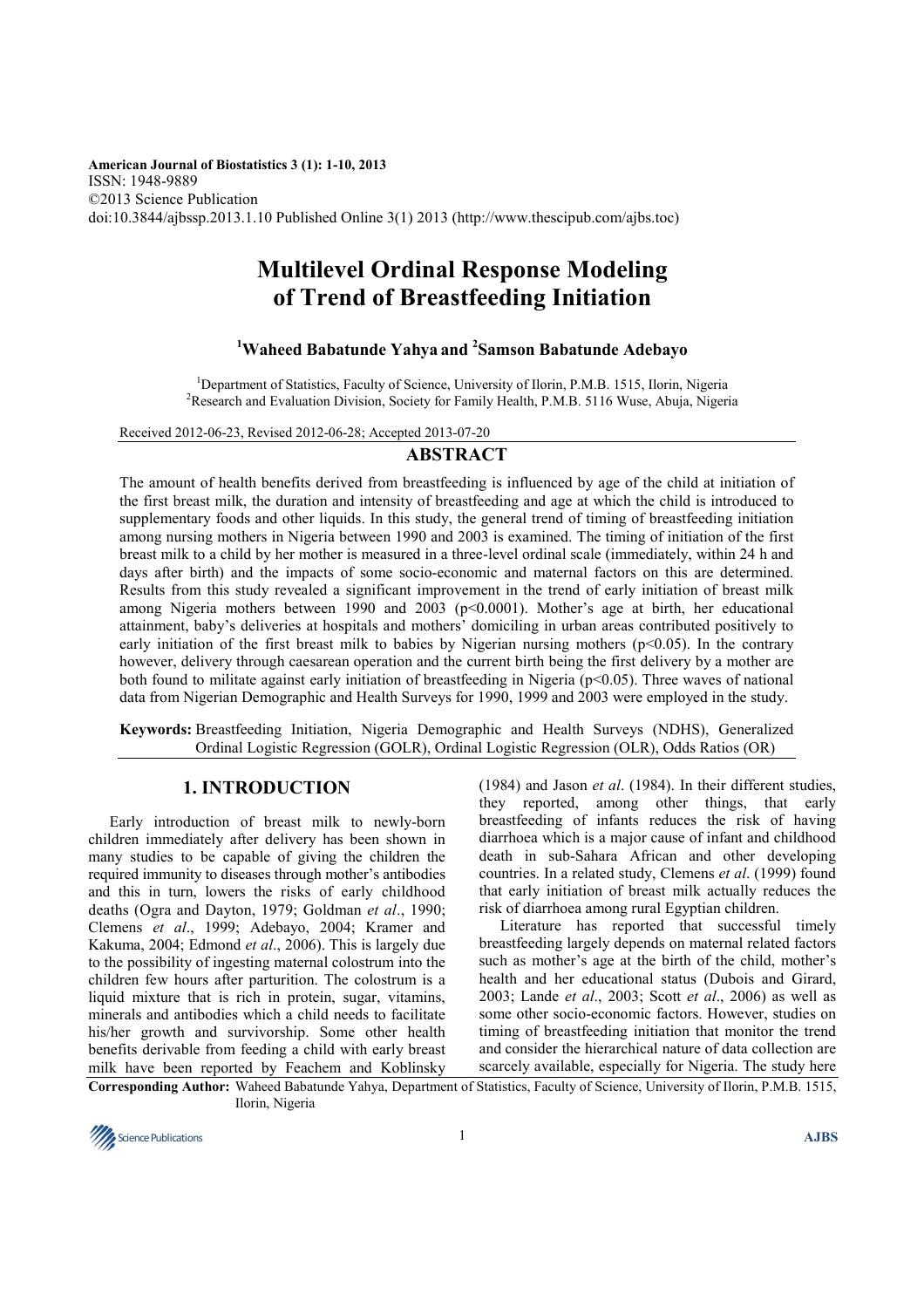American Journal of Biostatistics 3 (1): 1-10, 2013
ISSN: 1948-9889
©2013 Science Publication
doi:10.3844/ajbssp.2013.1.10 Published Online 3(1) 2013 (http://www.thescipub.com/ajbs.toc)

# Multilevel Ordinal Response Modeling of Trend of Breastfeeding Initiation

**[1]Waheed Babatunde Yahya and [2]Samson Babatunde Adebayo**

[1]Department of Statistics, Faculty of Science, University of Ilorin, P.M.B. 1515, Ilorin, Nigeria
[2]Research and Evaluation Division, Society for Family Health, P.M.B. 5116 Wuse, Abuja, Nigeria

Received 2012-06-23, Revised 2012-06-28; Accepted 2013-07-20

## ABSTRACT

The amount of health benefits derived from breastfeeding is influenced by age of the child at initiation of the first breast milk, the duration and intensity of breastfeeding and age at which the child is introduced to supplementary foods and other liquids. In this study, the general trend of timing of breastfeeding initiation among nursing mothers in Nigeria between 1990 and 2003 is examined. The timing of initiation of the first breast milk to a child by her mother is measured in a three-level ordinal scale (immediately, within 24 h and days after birth) and the impacts of some socio-economic and maternal factors on this are determined. Results from this study revealed a significant improvement in the trend of early initiation of breast milk among Nigeria mothers between 1990 and 2003 ($p<0.0001$). Mother's age at birth, her educational attainment, baby's deliveries at hospitals and mothers' domiciling in urban areas contributed positively to early initiation of the first breast milk to babies by Nigerian nursing mothers ($p<0.05$). In the contrary however, delivery through caesarean operation and the current birth being the first delivery by a mother are both found to militate against early initiation of breastfeeding in Nigeria ($p<0.05$). Three waves of national data from Nigerian Demographic and Health Surveys for 1990, 1999 and 2003 were employed in the study.

**Keywords:** Breastfeeding Initiation, Nigeria Demographic and Health Surveys (NDHS), Generalized Ordinal Logistic Regression (GOLR), Ordinal Logistic Regression (OLR), Odds Ratios (OR)

## 1. INTRODUCTION

Early introduction of breast milk to newly-born children immediately after delivery has been shown in many studies to be capable of giving the children the required immunity to diseases through mother's antibodies and this in turn, lowers the risks of early childhood deaths (Ogra and Dayton, 1979; Goldman *et al*., 1990; Clemens *et al*., 1999; Adebayo, 2004; Kramer and Kakuma, 2004; Edmond *et al*., 2006). This is largely due to the possibility of ingesting maternal colostrum into the children few hours after parturition. The colostrum is a liquid mixture that is rich in protein, sugar, vitamins, minerals and antibodies which a child needs to facilitate his/her growth and survivorship. Some other health benefits derivable from feeding a child with early breast milk have been reported by Feachem and Koblinsky (1984) and Jason *et al*. (1984). In their different studies, they reported, among other things, that early breastfeeding of infants reduces the risk of having diarrhoea which is a major cause of infant and childhood death in sub-Sahara African and other developing countries. In a related study, Clemens *et al*. (1999) found that early initiation of breast milk actually reduces the risk of diarrhoea among rural Egyptian children.

Literature has reported that successful timely breastfeeding largely depends on maternal related factors such as mother's age at the birth of the child, mother's health and her educational status (Dubois and Girard, 2003; Lande *et al*., 2003; Scott *et al*., 2006) as well as some other socio-economic factors. However, studies on timing of breastfeeding initiation that monitor the trend and consider the hierarchical nature of data collection are scarcely available, especially for Nigeria. The study here

**Corresponding Author:** Waheed Babatunde Yahya, Department of Statistics, Faculty of Science, University of Ilorin, P.M.B. 1515, Ilorin, Nigeria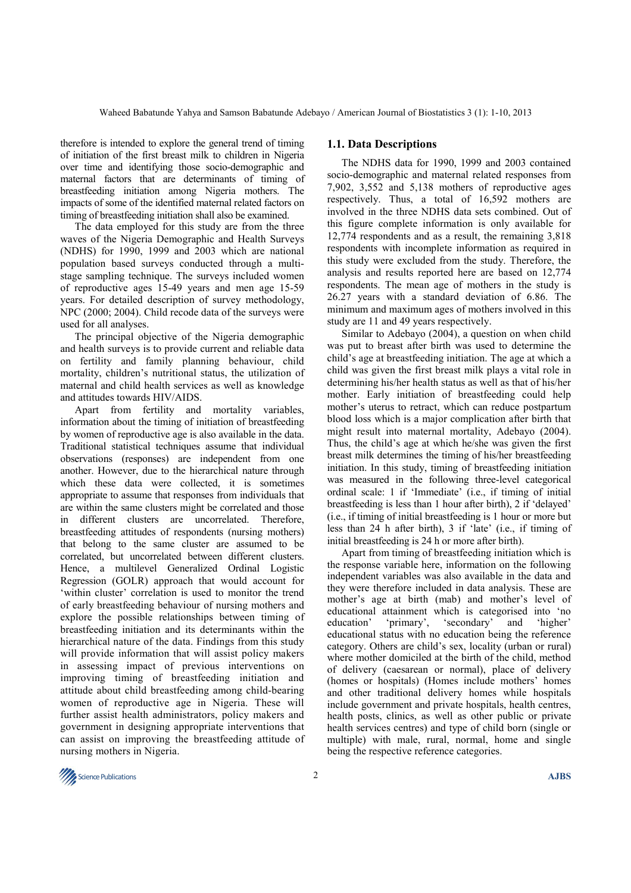therefore is intended to explore the general trend of timing of initiation of the first breast milk to children in Nigeria over time and identifying those socio-demographic and maternal factors that are determinants of timing of breastfeeding initiation among Nigeria mothers. The impacts of some of the identified maternal related factors on timing of breastfeeding initiation shall also be examined.

The data employed for this study are from the three waves of the Nigeria Demographic and Health Surveys (NDHS) for 1990, 1999 and 2003 which are national population based surveys conducted through a multi-stage sampling technique. The surveys included women of reproductive ages 15-49 years and men age 15-59 years. For detailed description of survey methodology, NPC (2000; 2004). Child recode data of the surveys were used for all analyses.

The principal objective of the Nigeria demographic and health surveys is to provide current and reliable data on fertility and family planning behaviour, child mortality, children's nutritional status, the utilization of maternal and child health services as well as knowledge and attitudes towards HIV/AIDS.

Apart from fertility and mortality variables, information about the timing of initiation of breastfeeding by women of reproductive age is also available in the data. Traditional statistical techniques assume that individual observations (responses) are independent from one another. However, due to the hierarchical nature through which these data were collected, it is sometimes appropriate to assume that responses from individuals that are within the same clusters might be correlated and those in different clusters are uncorrelated. Therefore, breastfeeding attitudes of respondents (nursing mothers) that belong to the same cluster are assumed to be correlated, but uncorrelated between different clusters. Hence, a multilevel Generalized Ordinal Logistic Regression (GOLR) approach that would account for 'within cluster' correlation is used to monitor the trend of early breastfeeding behaviour of nursing mothers and explore the possible relationships between timing of breastfeeding initiation and its determinants within the hierarchical nature of the data. Findings from this study will provide information that will assist policy makers in assessing impact of previous interventions on improving timing of breastfeeding initiation and attitude about child breastfeeding among child-bearing women of reproductive age in Nigeria. These will further assist health administrators, policy makers and government in designing appropriate interventions that can assist on improving the breastfeeding attitude of nursing mothers in Nigeria.

## 1.1. Data Descriptions

The NDHS data for 1990, 1999 and 2003 contained socio-demographic and maternal related responses from 7,902, 3,552 and 5,138 mothers of reproductive ages respectively. Thus, a total of 16,592 mothers are involved in the three NDHS data sets combined. Out of this figure complete information is only available for 12,774 respondents and as a result, the remaining 3,818 respondents with incomplete information as required in this study were excluded from the study. Therefore, the analysis and results reported here are based on 12,774 respondents. The mean age of mothers in the study is 26.27 years with a standard deviation of 6.86. The minimum and maximum ages of mothers involved in this study are 11 and 49 years respectively.

Similar to Adebayo (2004), a question on when child was put to breast after birth was used to determine the child's age at breastfeeding initiation. The age at which a child was given the first breast milk plays a vital role in determining his/her health status as well as that of his/her mother. Early initiation of breastfeeding could help mother's uterus to retract, which can reduce postpartum blood loss which is a major complication after birth that might result into maternal mortality, Adebayo (2004). Thus, the child's age at which he/she was given the first breast milk determines the timing of his/her breastfeeding initiation. In this study, timing of breastfeeding initiation was measured in the following three-level categorical ordinal scale: 1 if 'Immediate' (i.e., if timing of initial breastfeeding is less than 1 hour after birth), 2 if 'delayed' (i.e., if timing of initial breastfeeding is 1 hour or more but less than 24 h after birth), 3 if 'late' (i.e., if timing of initial breastfeeding is 24 h or more after birth).

Apart from timing of breastfeeding initiation which is the response variable here, information on the following independent variables was also available in the data and they were therefore included in data analysis. These are mother's age at birth (mab) and mother's level of educational attainment which is categorised into 'no education' 'primary', 'secondary' and 'higher' educational status with no education being the reference category. Others are child's sex, locality (urban or rural) where mother domiciled at the birth of the child, method of delivery (caesarean or normal), place of delivery (homes or hospitals) (Homes include mothers' homes and other traditional delivery homes while hospitals include government and private hospitals, health centres, health posts, clinics, as well as other public or private health services centres) and type of child born (single or multiple) with male, rural, normal, home and single being the respective reference categories.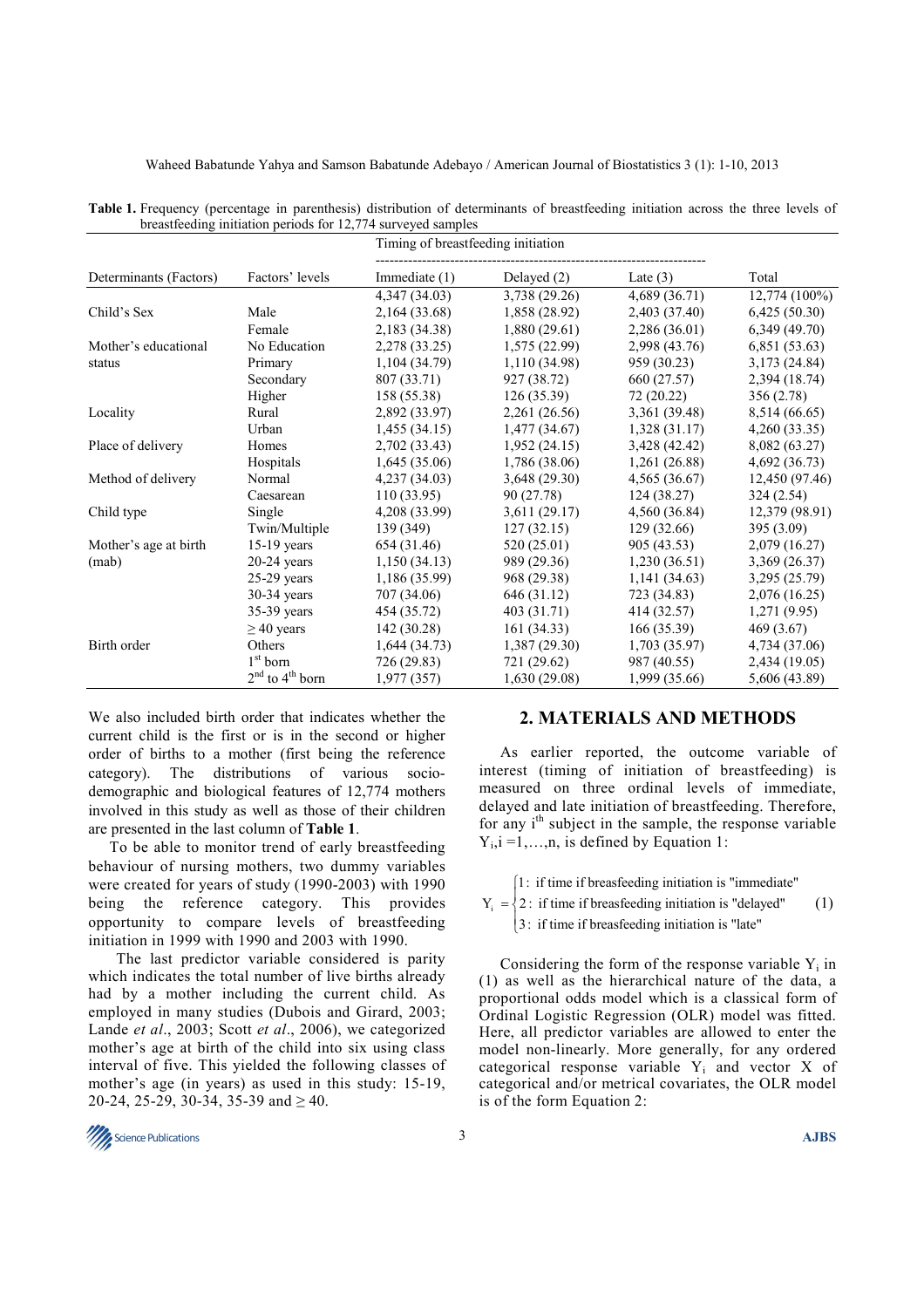**Table 1.** Frequency (percentage in parenthesis) distribution of determinants of breastfeeding initiation across the three levels of breastfeeding initiation periods for 12,774 surveyed samples

| Determinants (Factors) | Factors' levels | Timing of breastfeeding initiation | | | Total |
|---|---|---|---|---|---|
| | | Immediate (1) | Delayed (2) | Late (3) | |
| | | 4,347 (34.03) | 3,738 (29.26) | 4,689 (36.71) | 12,774 (100%) |
| Child's Sex | Male | 2,164 (33.68) | 1,858 (28.92) | 2,403 (37.40) | 6,425 (50.30) |
| | Female | 2,183 (34.38) | 1,880 (29.61) | 2,286 (36.01) | 6,349 (49.70) |
| Mother's educational status | No Education | 2,278 (33.25) | 1,575 (22.99) | 2,998 (43.76) | 6,851 (53.63) |
| | Primary | 1,104 (34.79) | 1,110 (34.98) | 959 (30.23) | 3,173 (24.84) |
| | Secondary | 807 (33.71) | 927 (38.72) | 660 (27.57) | 2,394 (18.74) |
| | Higher | 158 (55.38) | 126 (35.39) | 72 (20.22) | 356 (2.78) |
| Locality | Rural | 2,892 (33.97) | 2,261 (26.56) | 3,361 (39.48) | 8,514 (66.65) |
| | Urban | 1,455 (34.15) | 1,477 (34.67) | 1,328 (31.17) | 4,260 (33.35) |
| Place of delivery | Homes | 2,702 (33.43) | 1,952 (24.15) | 3,428 (42.42) | 8,082 (63.27) |
| | Hospitals | 1,645 (35.06) | 1,786 (38.06) | 1,261 (26.88) | 4,692 (36.73) |
| Method of delivery | Normal | 4,237 (34.03) | 3,648 (29.30) | 4,565 (36.67) | 12,450 (97.46) |
| | Caesarean | 110 (33.95) | 90 (27.78) | 124 (38.27) | 324 (2.54) |
| Child type | Single | 4,208 (33.99) | 3,611 (29.17) | 4,560 (36.84) | 12,379 (98.91) |
| | Twin/Multiple | 139 (349) | 127 (32.15) | 129 (32.66) | 395 (3.09) |
| Mother's age at birth (mab) | 15-19 years | 654 (31.46) | 520 (25.01) | 905 (43.53) | 2,079 (16.27) |
| | 20-24 years | 1,150 (34.13) | 989 (29.36) | 1,230 (36.51) | 3,369 (26.37) |
| | 25-29 years | 1,186 (35.99) | 968 (29.38) | 1,141 (34.63) | 3,295 (25.79) |
| | 30-34 years | 707 (34.06) | 646 (31.12) | 723 (34.83) | 2,076 (16.25) |
| | 35-39 years | 454 (35.72) | 403 (31.71) | 414 (32.57) | 1,271 (9.95) |
| | ≥ 40 years | 142 (30.28) | 161 (34.33) | 166 (35.39) | 469 (3.67) |
| Birth order | Others | 1,644 (34.73) | 1,387 (29.30) | 1,703 (35.97) | 4,734 (37.06) |
| | 1st born | 726 (29.83) | 721 (29.62) | 987 (40.55) | 2,434 (19.05) |
| | 2nd to 4th born | 1,977 (357) | 1,630 (29.08) | 1,999 (35.66) | 5,606 (43.89) |

We also included birth order that indicates whether the current child is the first or is in the second or higher order of births to a mother (first being the reference category). The distributions of various socio-demographic and biological features of 12,774 mothers involved in this study as well as those of their children are presented in the last column of **Table 1**.

To be able to monitor trend of early breastfeeding behaviour of nursing mothers, two dummy variables were created for years of study (1990-2003) with 1990 being the reference category. This provides opportunity to compare levels of breastfeeding initiation in 1999 with 1990 and 2003 with 1990.

The last predictor variable considered is parity which indicates the total number of live births already had by a mother including the current child. As employed in many studies (Dubois and Girard, 2003; Lande *et al*., 2003; Scott *et al*., 2006), we categorized mother's age at birth of the child into six using class interval of five. This yielded the following classes of mother's age (in years) as used in this study: 15-19, 20-24, 25-29, 30-34, 35-39 and ≥ 40.

## 2. MATERIALS AND METHODS

As earlier reported, the outcome variable of interest (timing of initiation of breastfeeding) is measured on three ordinal levels of immediate, delayed and late initiation of breastfeeding. Therefore, for any i[th] subject in the sample, the response variable $Y_i, i = 1, \ldots, n$, is defined by Equation 1:

$$Y_i = \begin{cases} 1: \text{ if time if breasfeeding initiation is "immediate"} \\ 2: \text{ if time if breasfeeding initiation is "delayed"} \\ 3: \text{ if time if breasfeeding initiation is "late"} \end{cases} \quad (1)$$

Considering the form of the response variable $Y_i$ in (1) as well as the hierarchical nature of the data, a proportional odds model which is a classical form of Ordinal Logistic Regression (OLR) model was fitted. Here, all predictor variables are allowed to enter the model non-linearly. More generally, for any ordered categorical response variable $Y_i$ and vector X of categorical and/or metrical covariates, the OLR model is of the form Equation 2: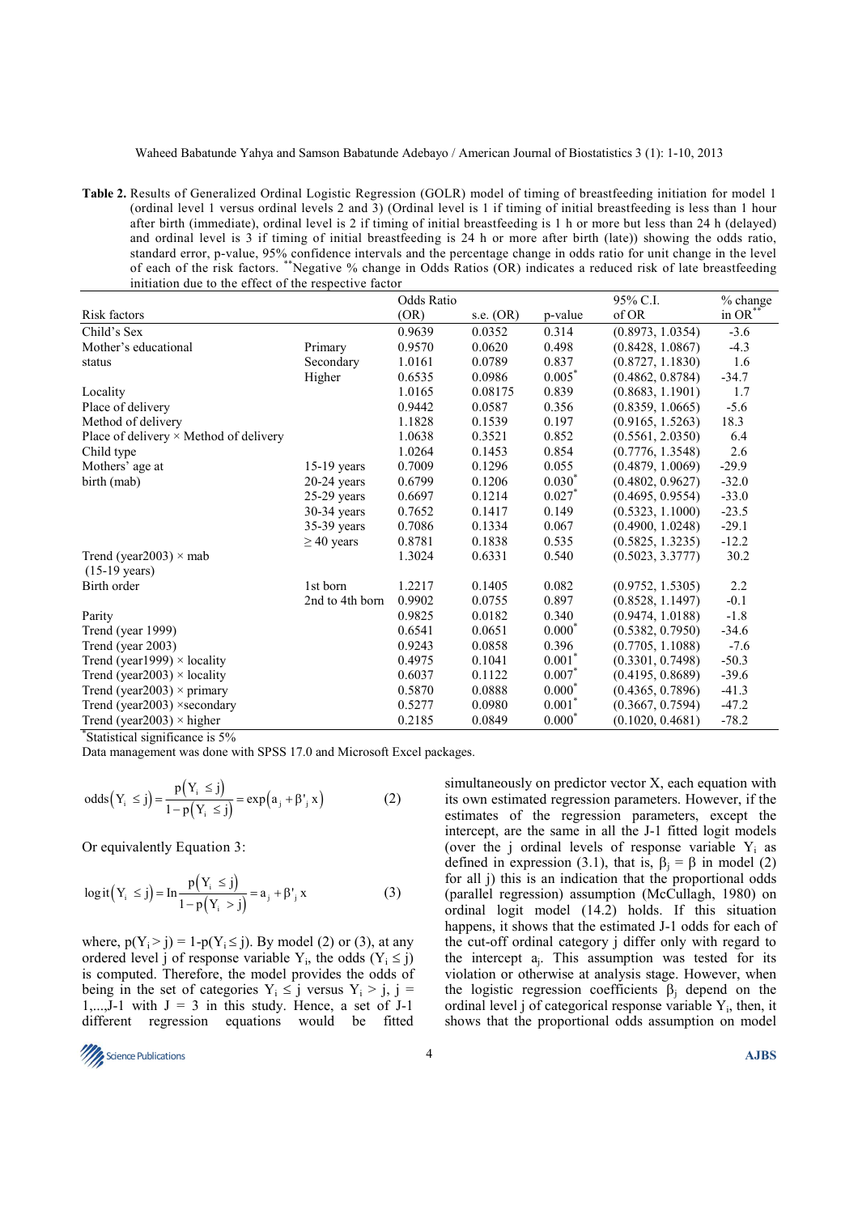**Table 2.** Results of Generalized Ordinal Logistic Regression (GOLR) model of timing of breastfeeding initiation for model 1 (ordinal level 1 versus ordinal levels 2 and 3) (Ordinal level is 1 if timing of initial breastfeeding is less than 1 hour after birth (immediate), ordinal level is 2 if timing of initial breastfeeding is 1 h or more but less than 24 h (delayed) and ordinal level is 3 if timing of initial breastfeeding is 24 h or more after birth (late)) showing the odds ratio, standard error, p-value, 95% confidence intervals and the percentage change in odds ratio for unit change in the level of each of the risk factors. **Negative % change in Odds Ratios (OR) indicates a reduced risk of late breastfeeding initiation due to the effect of the respective factor

| Risk factors | | Odds Ratio (OR) | s.e. (OR) | p-value | 95% C.I. of OR | % change in OR** |
|---|---|---|---|---|---|---|
| Child's Sex | | 0.9639 | 0.0352 | 0.314 | (0.8973, 1.0354) | -3.6 |
| Mother's educational status | Primary | 0.9570 | 0.0620 | 0.498 | (0.8428, 1.0867) | -4.3 |
| | Secondary | 1.0161 | 0.0789 | 0.837 | (0.8727, 1.1830) | 1.6 |
| | Higher | 0.6535 | 0.0986 | 0.005* | (0.4862, 0.8784) | -34.7 |
| Locality | | 1.0165 | 0.08175 | 0.839 | (0.8683, 1.1901) | 1.7 |
| Place of delivery | | 0.9442 | 0.0587 | 0.356 | (0.8359, 1.0665) | -5.6 |
| Method of delivery | | 1.1828 | 0.1539 | 0.197 | (0.9165, 1.5263) | 18.3 |
| Place of delivery × Method of delivery | | 1.0638 | 0.3521 | 0.852 | (0.5561, 2.0350) | 6.4 |
| Child type | | 1.0264 | 0.1453 | 0.854 | (0.7776, 1.3548) | 2.6 |
| Mothers' age at birth (mab) | 15-19 years | 0.7009 | 0.1296 | 0.055 | (0.4879, 1.0069) | -29.9 |
| | 20-24 years | 0.6799 | 0.1206 | 0.030* | (0.4802, 0.9627) | -32.0 |
| | 25-29 years | 0.6697 | 0.1214 | 0.027* | (0.4695, 0.9554) | -33.0 |
| | 30-34 years | 0.7652 | 0.1417 | 0.149 | (0.5323, 1.1000) | -23.5 |
| | 35-39 years | 0.7086 | 0.1334 | 0.067 | (0.4900, 1.0248) | -29.1 |
| | ≥ 40 years | 0.8781 | 0.1838 | 0.535 | (0.5825, 1.3235) | -12.2 |
| Trend (year2003) × mab (15-19 years) | | 1.3024 | 0.6331 | 0.540 | (0.5023, 3.3777) | 30.2 |
| Birth order | 1st born | 1.2217 | 0.1405 | 0.082 | (0.9752, 1.5305) | 2.2 |
| | 2nd to 4th born | 0.9902 | 0.0755 | 0.897 | (0.8528, 1.1497) | -0.1 |
| Parity | | 0.9825 | 0.0182 | 0.340 | (0.9474, 1.0188) | -1.8 |
| Trend (year 1999) | | 0.6541 | 0.0651 | 0.000* | (0.5382, 0.7950) | -34.6 |
| Trend (year 2003) | | 0.9243 | 0.0858 | 0.396 | (0.7705, 1.1088) | -7.6 |
| Trend (year1999) × locality | | 0.4975 | 0.1041 | 0.001* | (0.3301, 0.7498) | -50.3 |
| Trend (year2003) × locality | | 0.6037 | 0.1122 | 0.007* | (0.4195, 0.8689) | -39.6 |
| Trend (year2003) × primary | | 0.5870 | 0.0888 | 0.000* | (0.4365, 0.7896) | -41.3 |
| Trend (year2003) ×secondary | | 0.5277 | 0.0980 | 0.001* | (0.3667, 0.7594) | -47.2 |
| Trend (year2003) × higher | | 0.2185 | 0.0849 | 0.000* | (0.1020, 0.4681) | -78.2 |

*Statistical significance is 5%

Data management was done with SPSS 17.0 and Microsoft Excel packages.

$$\text{odds}\left(Y_i \le j\right) = \frac{p\left(Y_i \le j\right)}{1 - p\left(Y_i \le j\right)} = \exp\left(a_j + \beta'_j x\right) \quad (2)$$

Or equivalently Equation 3:

$$\text{logit}\left(Y_i \le j\right) = \ln\frac{p\left(Y_i \le j\right)}{1 - p\left(Y_i > j\right)} = a_j + \beta'_j x \quad (3)$$

where, $p(Y_i > j) = 1-p(Y_i \le j)$. By model (2) or (3), at any ordered level j of response variable $Y_i$, the odds $(Y_i \le j)$ is computed. Therefore, the model provides the odds of being in the set of categories $Y_i \le j$ versus $Y_i > j$, $j = 1,...,J-1$ with $J = 3$ in this study. Hence, a set of J-1 different regression equations would be fitted simultaneously on predictor vector X, each equation with its own estimated regression parameters. However, if the estimates of the regression parameters, except the intercept, are the same in all the J-1 fitted logit models (over the j ordinal levels of response variable $Y_i$ as defined in expression (3.1), that is, $\beta_j = \beta$ in model (2) for all j) this is an indication that the proportional odds (parallel regression) assumption (McCullagh, 1980) on ordinal logit model (14.2) holds. If this situation happens, it shows that the estimated J-1 odds for each of the cut-off ordinal category j differ only with regard to the intercept $a_j$. This assumption was tested for its violation or otherwise at analysis stage. However, when the logistic regression coefficients $\beta_j$ depend on the ordinal level j of categorical response variable $Y_i$, then, it shows that the proportional odds assumption on model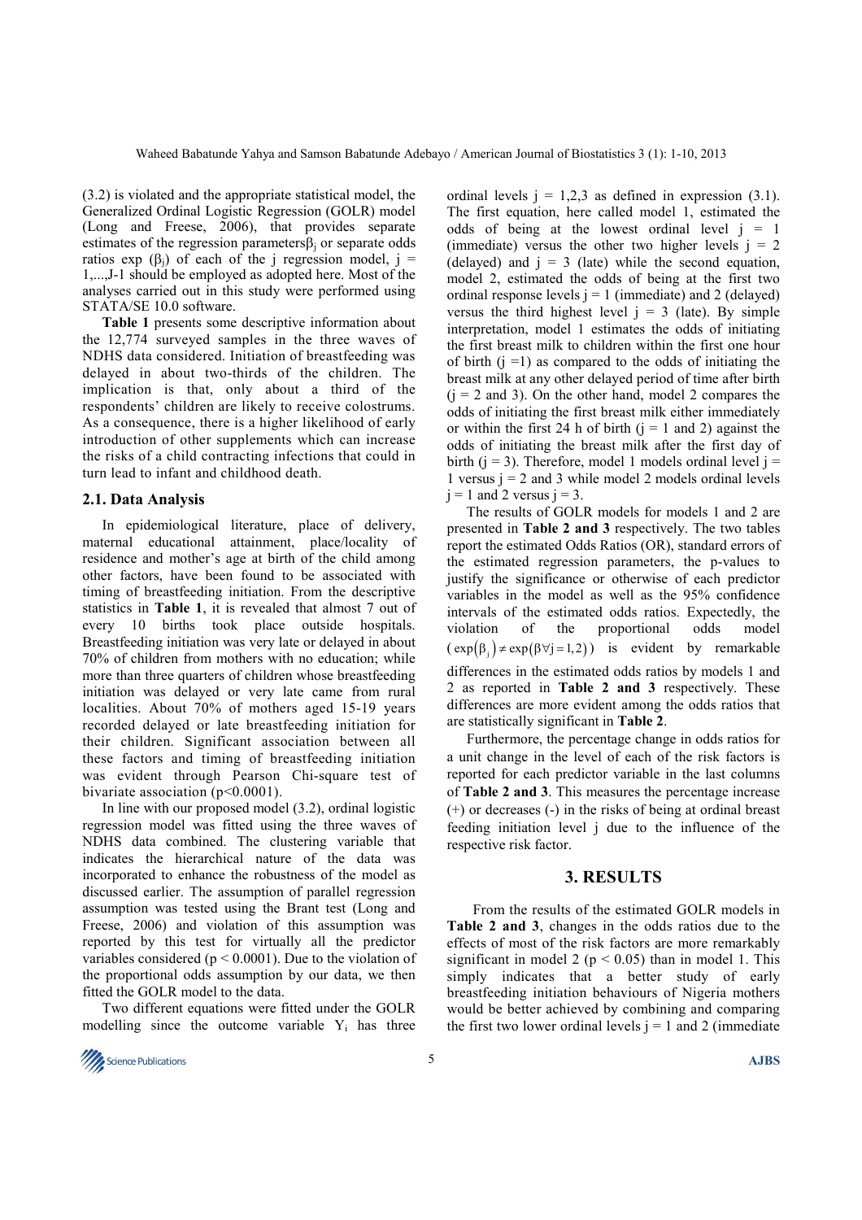(3.2) is violated and the appropriate statistical model, the Generalized Ordinal Logistic Regression (GOLR) model (Long and Freese, 2006), that provides separate estimates of the regression parameters $\beta_j$ or separate odds ratios exp $(\beta_j)$ of each of the j regression model, $j = 1,...,J-1$ should be employed as adopted here. Most of the analyses carried out in this study were performed using STATA/SE 10.0 software.

**Table 1** presents some descriptive information about the 12,774 surveyed samples in the three waves of NDHS data considered. Initiation of breastfeeding was delayed in about two-thirds of the children. The implication is that, only about a third of the respondents' children are likely to receive colostrums. As a consequence, there is a higher likelihood of early introduction of other supplements which can increase the risks of a child contracting infections that could in turn lead to infant and childhood death.

## 2.1. Data Analysis

In epidemiological literature, place of delivery, maternal educational attainment, place/locality of residence and mother's age at birth of the child among other factors, have been found to be associated with timing of breastfeeding initiation. From the descriptive statistics in **Table 1**, it is revealed that almost 7 out of every 10 births took place outside hospitals. Breastfeeding initiation was very late or delayed in about 70% of children from mothers with no education; while more than three quarters of children whose breastfeeding initiation was delayed or very late came from rural localities. About 70% of mothers aged 15-19 years recorded delayed or late breastfeeding initiation for their children. Significant association between all these factors and timing of breastfeeding initiation was evident through Pearson Chi-square test of bivariate association ($p<0.0001$).

In line with our proposed model (3.2), ordinal logistic regression model was fitted using the three waves of NDHS data combined. The clustering variable that indicates the hierarchical nature of the data was incorporated to enhance the robustness of the model as discussed earlier. The assumption of parallel regression assumption was tested using the Brant test (Long and Freese, 2006) and violation of this assumption was reported by this test for virtually all the predictor variables considered ($p < 0.0001$). Due to the violation of the proportional odds assumption by our data, we then fitted the GOLR model to the data.

Two different equations were fitted under the GOLR modelling since the outcome variable $Y_i$ has three ordinal levels $j = 1,2,3$ as defined in expression (3.1). The first equation, here called model 1, estimated the odds of being at the lowest ordinal level $j = 1$ (immediate) versus the other two higher levels $j = 2$ (delayed) and $j = 3$ (late) while the second equation, model 2, estimated the odds of being at the first two ordinal response levels $j = 1$ (immediate) and 2 (delayed) versus the third highest level $j = 3$ (late). By simple interpretation, model 1 estimates the odds of initiating the first breast milk to children within the first one hour of birth ($j = 1$) as compared to the odds of initiating the breast milk at any other delayed period of time after birth ($j = 2$ and 3). On the other hand, model 2 compares the odds of initiating the first breast milk either immediately or within the first 24 h of birth ($j = 1$ and 2) against the odds of initiating the breast milk after the first day of birth ($j = 3$). Therefore, model 1 models ordinal level $j = 1$ versus $j = 2$ and 3 while model 2 models ordinal levels $j = 1$ and 2 versus $j = 3$.

The results of GOLR models for models 1 and 2 are presented in **Table 2 and 3** respectively. The two tables report the estimated Odds Ratios (OR), standard errors of the estimated regression parameters, the p-values to justify the significance or otherwise of each predictor variables in the model as well as the 95% confidence intervals of the estimated odds ratios. Expectedly, the violation of the proportional odds model ($\exp(\beta_j) \neq \exp(\beta \forall j = 1,2)$) is evident by remarkable differences in the estimated odds ratios by models 1 and 2 as reported in **Table 2 and 3** respectively. These differences are more evident among the odds ratios that are statistically significant in **Table 2**.

Furthermore, the percentage change in odds ratios for a unit change in the level of each of the risk factors is reported for each predictor variable in the last columns of **Table 2 and 3**. This measures the percentage increase (+) or decreases (-) in the risks of being at ordinal breast feeding initiation level j due to the influence of the respective risk factor.

# 3. RESULTS

From the results of the estimated GOLR models in **Table 2 and 3**, changes in the odds ratios due to the effects of most of the risk factors are more remarkably significant in model 2 ($p < 0.05$) than in model 1. This simply indicates that a better study of early breastfeeding initiation behaviours of Nigeria mothers would be better achieved by combining and comparing the first two lower ordinal levels $j = 1$ and 2 (immediate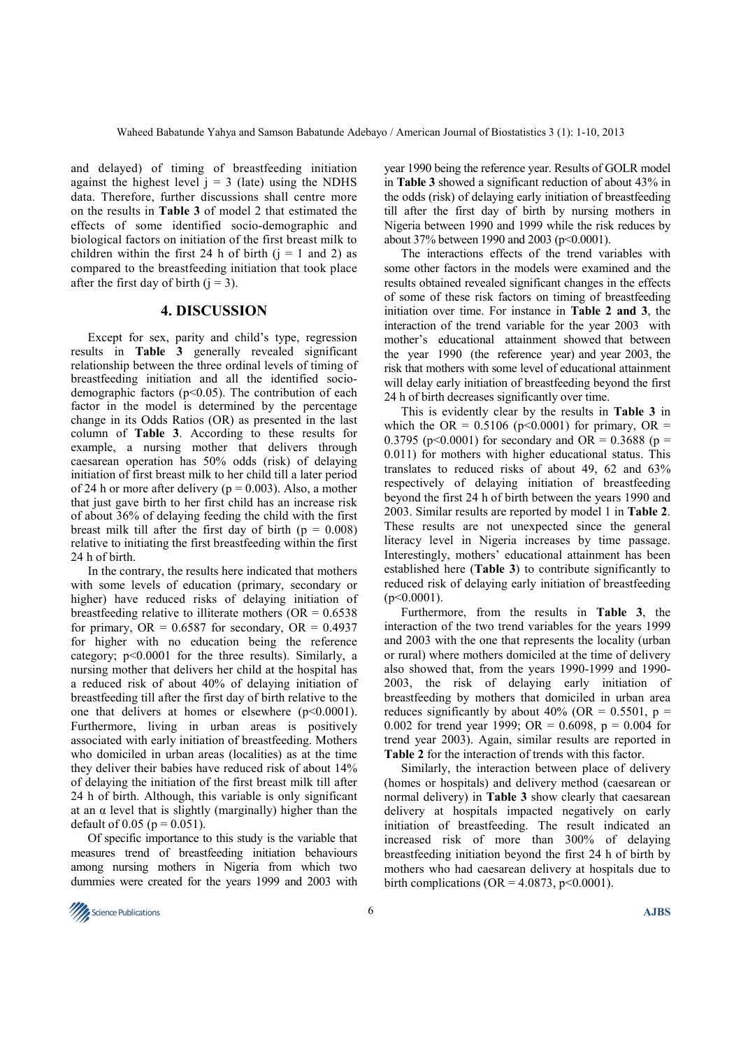and delayed) of timing of breastfeeding initiation against the highest level $j = 3$ (late) using the NDHS data. Therefore, further discussions shall centre more on the results in **Table 3** of model 2 that estimated the effects of some identified socio-demographic and biological factors on initiation of the first breast milk to children within the first 24 h of birth ($j = 1$ and 2) as compared to the breastfeeding initiation that took place after the first day of birth ($j = 3$).

## 4. DISCUSSION

Except for sex, parity and child's type, regression results in **Table 3** generally revealed significant relationship between the three ordinal levels of timing of breastfeeding initiation and all the identified socio-demographic factors ($p<0.05$). The contribution of each factor in the model is determined by the percentage change in its Odds Ratios (OR) as presented in the last column of **Table 3**. According to these results for example, a nursing mother that delivers through caesarean operation has 50% odds (risk) of delaying initiation of first breast milk to her child till a later period of 24 h or more after delivery ($p = 0.003$). Also, a mother that just gave birth to her first child has an increase risk of about 36% of delaying feeding the child with the first breast milk till after the first day of birth ($p = 0.008$) relative to initiating the first breastfeeding within the first 24 h of birth.

In the contrary, the results here indicated that mothers with some levels of education (primary, secondary or higher) have reduced risks of delaying initiation of breastfeeding relative to illiterate mothers (OR = 0.6538 for primary, OR = 0.6587 for secondary, OR = 0.4937 for higher with no education being the reference category; $p<0.0001$ for the three results). Similarly, a nursing mother that delivers her child at the hospital has a reduced risk of about 40% of delaying initiation of breastfeeding till after the first day of birth relative to the one that delivers at homes or elsewhere ($p<0.0001$). Furthermore, living in urban areas is positively associated with early initiation of breastfeeding. Mothers who domiciled in urban areas (localities) as at the time they deliver their babies have reduced risk of about 14% of delaying the initiation of the first breast milk till after 24 h of birth. Although, this variable is only significant at an $\alpha$ level that is slightly (marginally) higher than the default of 0.05 ($p = 0.051$).

Of specific importance to this study is the variable that measures trend of breastfeeding initiation behaviours among nursing mothers in Nigeria from which two dummies were created for the years 1999 and 2003 with year 1990 being the reference year. Results of GOLR model in **Table 3** showed a significant reduction of about 43% in the odds (risk) of delaying early initiation of breastfeeding till after the first day of birth by nursing mothers in Nigeria between 1990 and 1999 while the risk reduces by about 37% between 1990 and 2003 ($p<0.0001$).

The interactions effects of the trend variables with some other factors in the models were examined and the results obtained revealed significant changes in the effects of some of these risk factors on timing of breastfeeding initiation over time. For instance in **Table 2 and 3**, the interaction of the trend variable for the year 2003 with mother's educational attainment showed that between the year 1990 (the reference year) and year 2003, the risk that mothers with some level of educational attainment will delay early initiation of breastfeeding beyond the first 24 h of birth decreases significantly over time.

This is evidently clear by the results in **Table 3** in which the OR = 0.5106 ($p<0.0001$) for primary, OR = 0.3795 ($p<0.0001$) for secondary and OR = 0.3688 ($p = 0.011$) for mothers with higher educational status. This translates to reduced risks of about 49, 62 and 63% respectively of delaying initiation of breastfeeding beyond the first 24 h of birth between the years 1990 and 2003. Similar results are reported by model 1 in **Table 2**. These results are not unexpected since the general literacy level in Nigeria increases by time passage. Interestingly, mothers' educational attainment has been established here (**Table 3**) to contribute significantly to reduced risk of delaying early initiation of breastfeeding ($p<0.0001$).

Furthermore, from the results in **Table 3**, the interaction of the two trend variables for the years 1999 and 2003 with the one that represents the locality (urban or rural) where mothers domiciled at the time of delivery also showed that, from the years 1990-1999 and 1990-2003, the risk of delaying early initiation of breastfeeding by mothers that domiciled in urban area reduces significantly by about 40% (OR = 0.5501, $p = 0.002$ for trend year 1999; OR = 0.6098, $p = 0.004$ for trend year 2003). Again, similar results are reported in **Table 2** for the interaction of trends with this factor.

Similarly, the interaction between place of delivery (homes or hospitals) and delivery method (caesarean or normal delivery) in **Table 3** show clearly that caesarean delivery at hospitals impacted negatively on early initiation of breastfeeding. The result indicated an increased risk of more than 300% of delaying breastfeeding initiation beyond the first 24 h of birth by mothers who had caesarean delivery at hospitals due to birth complications (OR = 4.0873, $p<0.0001$).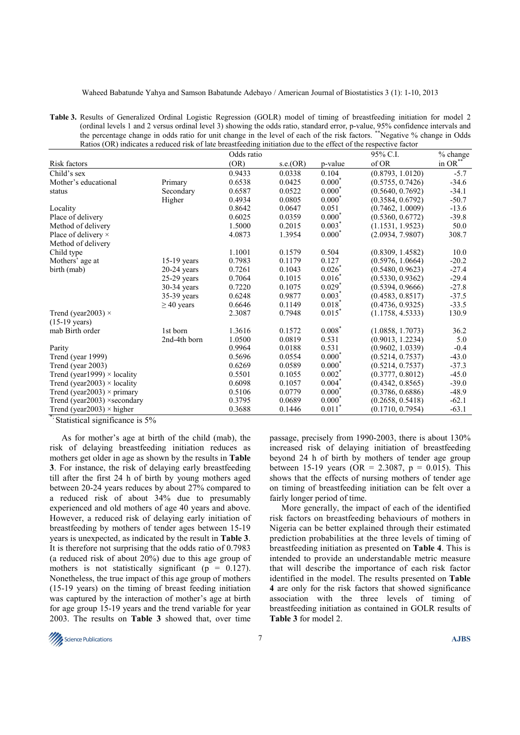**Table 3.** Results of Generalized Ordinal Logistic Regression (GOLR) model of timing of breastfeeding initiation for model 2 (ordinal levels 1 and 2 versus ordinal level 3) showing the odds ratio, standard error, p-value, 95% confidence intervals and the percentage change in odds ratio for unit change in the level of each of the risk factors. **Negative % change in Odds Ratios (OR) indicates a reduced risk of late breastfeeding initiation due to the effect of the respective factor

| Risk factors | | Odds ratio (OR) | s.e.(OR) | p-value | 95% C.I. of OR | % change in OR** |
|---|---|---|---|---|---|---|
| Child's sex | | 0.9433 | 0.0338 | 0.104 | (0.8793, 1.0120) | -5.7 |
| Mother's educational status | Primary | 0.6538 | 0.0425 | 0.000* | (0.5755, 0.7426) | -34.6 |
| | Secondary | 0.6587 | 0.0522 | 0.000* | (0.5640, 0.7692) | -34.1 |
| | Higher | 0.4934 | 0.0805 | 0.000* | (0.3584, 0.6792) | -50.7 |
| Locality | | 0.8642 | 0.0647 | 0.051 | (0.7462, 1.0009) | -13.6 |
| Place of delivery | | 0.6025 | 0.0359 | 0.000* | (0.5360, 0.6772) | -39.8 |
| Method of delivery | | 1.5000 | 0.2015 | 0.003* | (1.1531, 1.9523) | 50.0 |
| Place of delivery × Method of delivery | | 4.0873 | 1.3954 | 0.000* | (2.0934, 7.9807) | 308.7 |
| Child type | | 1.1001 | 0.1579 | 0.504 | (0.8309, 1.4582) | 10.0 |
| Mothers' age at birth (mab) | 15-19 years | 0.7983 | 0.1179 | 0.127 | (0.5976, 1.0664) | -20.2 |
| | 20-24 years | 0.7261 | 0.1043 | 0.026* | (0.5480, 0.9623) | -27.4 |
| | 25-29 years | 0.7064 | 0.1015 | 0.016* | (0.5330, 0.9362) | -29.4 |
| | 30-34 years | 0.7220 | 0.1075 | 0.029* | (0.5394, 0.9666) | -27.8 |
| | 35-39 years | 0.6248 | 0.9877 | 0.003* | (0.4583, 0.8517) | -37.5 |
| | ≥ 40 years | 0.6646 | 0.1149 | 0.018* | (0.4736, 0.9325) | -33.5 |
| Trend (year2003) × (15-19 years) | | 2.3087 | 0.7948 | 0.015* | (1.1758, 4.5333) | 130.9 |
| mab Birth order | 1st born | 1.3616 | 0.1572 | 0.008* | (1.0858, 1.7073) | 36.2 |
| | 2nd-4th born | 1.0500 | 0.0819 | 0.531 | (0.9013, 1.2234) | 5.0 |
| Parity | | 0.9964 | 0.0188 | 0.531 | (0.9602, 1.0339) | -0.4 |
| Trend (year 1999) | | 0.5696 | 0.0554 | 0.000* | (0.5214, 0.7537) | -43.0 |
| Trend (year 2003) | | 0.6269 | 0.0589 | 0.000* | (0.5214, 0.7537) | -37.3 |
| Trend (year1999) × locality | | 0.5501 | 0.1055 | 0.002* | (0.3777, 0.8012) | -45.0 |
| Trend (year2003) × locality | | 0.6098 | 0.1057 | 0.004* | (0.4342, 0.8565) | -39.0 |
| Trend (year2003) × primary | | 0.5106 | 0.0779 | 0.000* | (0.3786, 0.6886) | -48.9 |
| Trend (year2003) ×secondary | | 0.3795 | 0.0689 | 0.000* | (0.2658, 0.5418) | -62.1 |
| Trend (year2003) × higher | | 0.3688 | 0.1446 | 0.011* | (0.1710, 0.7954) | -63.1 |

*: Statistical significance is 5%

As for mother's age at birth of the child (mab), the risk of delaying breastfeeding initiation reduces as mothers get older in age as shown by the results in **Table 3**. For instance, the risk of delaying early breastfeeding till after the first 24 h of birth by young mothers aged between 20-24 years reduces by about 27% compared to a reduced risk of about 34% due to presumably experienced and old mothers of age 40 years and above. However, a reduced risk of delaying early initiation of breastfeeding by mothers of tender ages between 15-19 years is unexpected, as indicated by the result in **Table 3**. It is therefore not surprising that the odds ratio of 0.7983 (a reduced risk of about 20%) due to this age group of mothers is not statistically significant ($p = 0.127$). Nonetheless, the true impact of this age group of mothers (15-19 years) on the timing of breast feeding initiation was captured by the interaction of mother's age at birth for age group 15-19 years and the trend variable for year 2003. The results on **Table 3** showed that, over time passage, precisely from 1990-2003, there is about 130% increased risk of delaying initiation of breastfeeding beyond 24 h of birth by mothers of tender age group between 15-19 years (OR = 2.3087, $p = 0.015$). This shows that the effects of nursing mothers of tender age on timing of breastfeeding initiation can be felt over a fairly longer period of time.

More generally, the impact of each of the identified risk factors on breastfeeding behaviours of mothers in Nigeria can be better explained through their estimated prediction probabilities at the three levels of timing of breastfeeding initiation as presented on **Table 4**. This is intended to provide an understandable metric measure that will describe the importance of each risk factor identified in the model. The results presented on **Table 4** are only for the risk factors that showed significance association with the three levels of timing of breastfeeding initiation as contained in GOLR results of **Table 3** for model 2.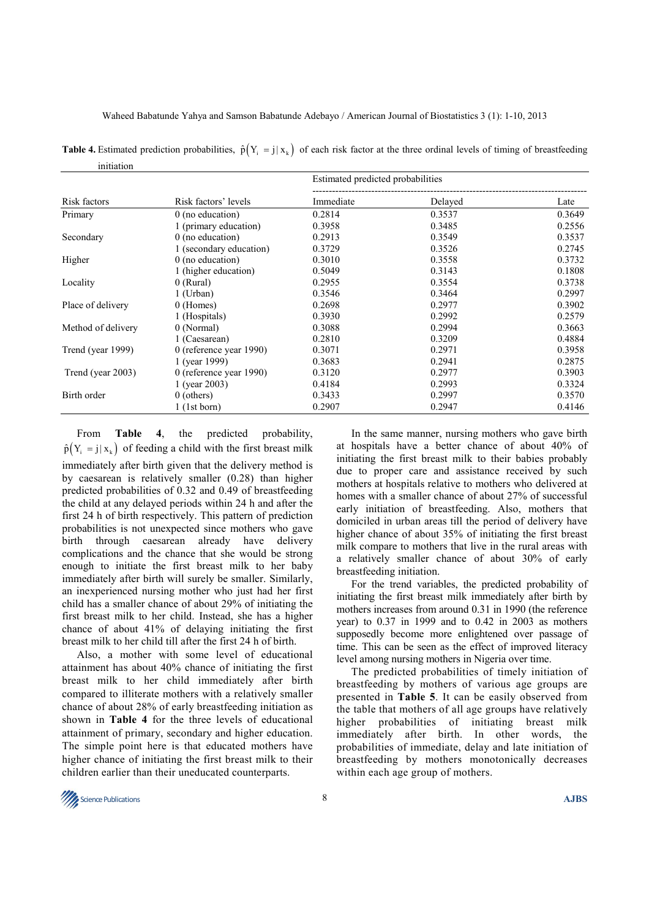**Table 4.** Estimated prediction probabilities, $\hat{p}(Y_i = j | x_k)$ of each risk factor at the three ordinal levels of timing of breastfeeding initiation

| Risk factors | Risk factors' levels | Estimated predicted probabilities | | |
|---|---|---|---|---|
| | | Immediate | Delayed | Late |
| Primary | 0 (no education) | 0.2814 | 0.3537 | 0.3649 |
| | 1 (primary education) | 0.3958 | 0.3485 | 0.2556 |
| Secondary | 0 (no education) | 0.2913 | 0.3549 | 0.3537 |
| | 1 (secondary education) | 0.3729 | 0.3526 | 0.2745 |
| Higher | 0 (no education) | 0.3010 | 0.3558 | 0.3732 |
| | 1 (higher education) | 0.5049 | 0.3143 | 0.1808 |
| Locality | 0 (Rural) | 0.2955 | 0.3554 | 0.3738 |
| | 1 (Urban) | 0.3546 | 0.3464 | 0.2997 |
| Place of delivery | 0 (Homes) | 0.2698 | 0.2977 | 0.3902 |
| | 1 (Hospitals) | 0.3930 | 0.2992 | 0.2579 |
| Method of delivery | 0 (Normal) | 0.3088 | 0.2994 | 0.3663 |
| | 1 (Caesarean) | 0.2810 | 0.3209 | 0.4884 |
| Trend (year 1999) | 0 (reference year 1990) | 0.3071 | 0.2971 | 0.3958 |
| | 1 (year 1999) | 0.3683 | 0.2941 | 0.2875 |
| Trend (year 2003) | 0 (reference year 1990) | 0.3120 | 0.2977 | 0.3903 |
| | 1 (year 2003) | 0.4184 | 0.2993 | 0.3324 |
| Birth order | 0 (others) | 0.3433 | 0.2997 | 0.3570 |
| | 1 (1st born) | 0.2907 | 0.2947 | 0.4146 |

From **Table 4**, the predicted probability, $\hat{p}(Y_i = j | x_k)$ of feeding a child with the first breast milk immediately after birth given that the delivery method is by caesarean is relatively smaller (0.28) than higher predicted probabilities of 0.32 and 0.49 of breastfeeding the child at any delayed periods within 24 h and after the first 24 h of birth respectively. This pattern of prediction probabilities is not unexpected since mothers who gave birth through caesarean already have delivery complications and the chance that she would be strong enough to initiate the first breast milk to her baby immediately after birth will surely be smaller. Similarly, an inexperienced nursing mother who just had her first child has a smaller chance of about 29% of initiating the first breast milk to her child. Instead, she has a higher chance of about 41% of delaying initiating the first breast milk to her child till after the first 24 h of birth.

Also, a mother with some level of educational attainment has about 40% chance of initiating the first breast milk to her child immediately after birth compared to illiterate mothers with a relatively smaller chance of about 28% of early breastfeeding initiation as shown in **Table 4** for the three levels of educational attainment of primary, secondary and higher education. The simple point here is that educated mothers have higher chance of initiating the first breast milk to their children earlier than their uneducated counterparts.

In the same manner, nursing mothers who gave birth at hospitals have a better chance of about 40% of initiating the first breast milk to their babies probably due to proper care and assistance received by such mothers at hospitals relative to mothers who delivered at homes with a smaller chance of about 27% of successful early initiation of breastfeeding. Also, mothers that domiciled in urban areas till the period of delivery have higher chance of about 35% of initiating the first breast milk compare to mothers that live in the rural areas with a relatively smaller chance of about 30% of early breastfeeding initiation.

For the trend variables, the predicted probability of initiating the first breast milk immediately after birth by mothers increases from around 0.31 in 1990 (the reference year) to 0.37 in 1999 and to 0.42 in 2003 as mothers supposedly become more enlightened over passage of time. This can be seen as the effect of improved literacy level among nursing mothers in Nigeria over time.

The predicted probabilities of timely initiation of breastfeeding by mothers of various age groups are presented in **Table 5**. It can be easily observed from the table that mothers of all age groups have relatively higher probabilities of initiating breast milk immediately after birth. In other words, the probabilities of immediate, delay and late initiation of breastfeeding by mothers monotonically decreases within each age group of mothers.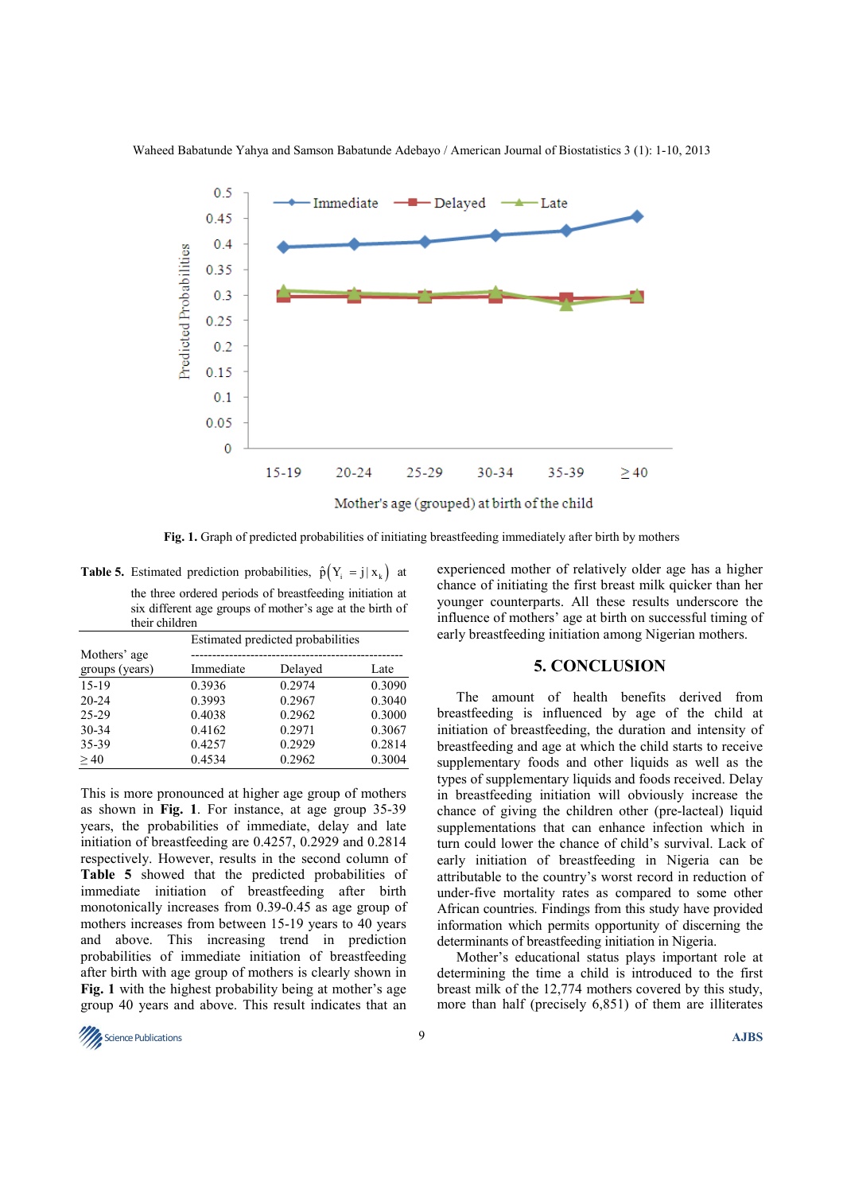Fig. 1. Graph of predicted probabilities of initiating breastfeeding immediately after birth by mothers

**Table 5.** Estimated prediction probabilities, $\hat{p}(Y_i = j | x_k)$ at the three ordered periods of breastfeeding initiation at six different age groups of mother's age at the birth of their children

| Mothers' age groups (years) | Estimated predicted probabilities | | |
|---|---|---|---|
| | Immediate | Delayed | Late |
| 15-19 | 0.3936 | 0.2974 | 0.3090 |
| 20-24 | 0.3993 | 0.2967 | 0.3040 |
| 25-29 | 0.4038 | 0.2962 | 0.3000 |
| 30-34 | 0.4162 | 0.2971 | 0.3067 |
| 35-39 | 0.4257 | 0.2929 | 0.2814 |
| ≥ 40 | 0.4534 | 0.2962 | 0.3004 |

This is more pronounced at higher age group of mothers as shown in **Fig. 1**. For instance, at age group 35-39 years, the probabilities of immediate, delay and late initiation of breastfeeding are 0.4257, 0.2929 and 0.2814 respectively. However, results in the second column of **Table 5** showed that the predicted probabilities of immediate initiation of breastfeeding after birth monotonically increases from 0.39-0.45 as age group of mothers increases from between 15-19 years to 40 years and above. This increasing trend in prediction probabilities of immediate initiation of breastfeeding after birth with age group of mothers is clearly shown in **Fig. 1** with the highest probability being at mother's age group 40 years and above. This result indicates that an experienced mother of relatively older age has a higher chance of initiating the first breast milk quicker than her younger counterparts. All these results underscore the influence of mothers' age at birth on successful timing of early breastfeeding initiation among Nigerian mothers.

## 5. CONCLUSION

The amount of health benefits derived from breastfeeding is influenced by age of the child at initiation of breastfeeding, the duration and intensity of breastfeeding and age at which the child starts to receive supplementary foods and other liquids as well as the types of supplementary liquids and foods received. Delay in breastfeeding initiation will obviously increase the chance of giving the children other (pre-lacteal) liquid supplementations that can enhance infection which in turn could lower the chance of child's survival. Lack of early initiation of breastfeeding in Nigeria can be attributable to the country's worst record in reduction of under-five mortality rates as compared to some other African countries. Findings from this study have provided information which permits opportunity of discerning the determinants of breastfeeding initiation in Nigeria.

Mother's educational status plays important role at determining the time a child is introduced to the first breast milk of the 12,774 mothers covered by this study, more than half (precisely 6,851) of them are illiterates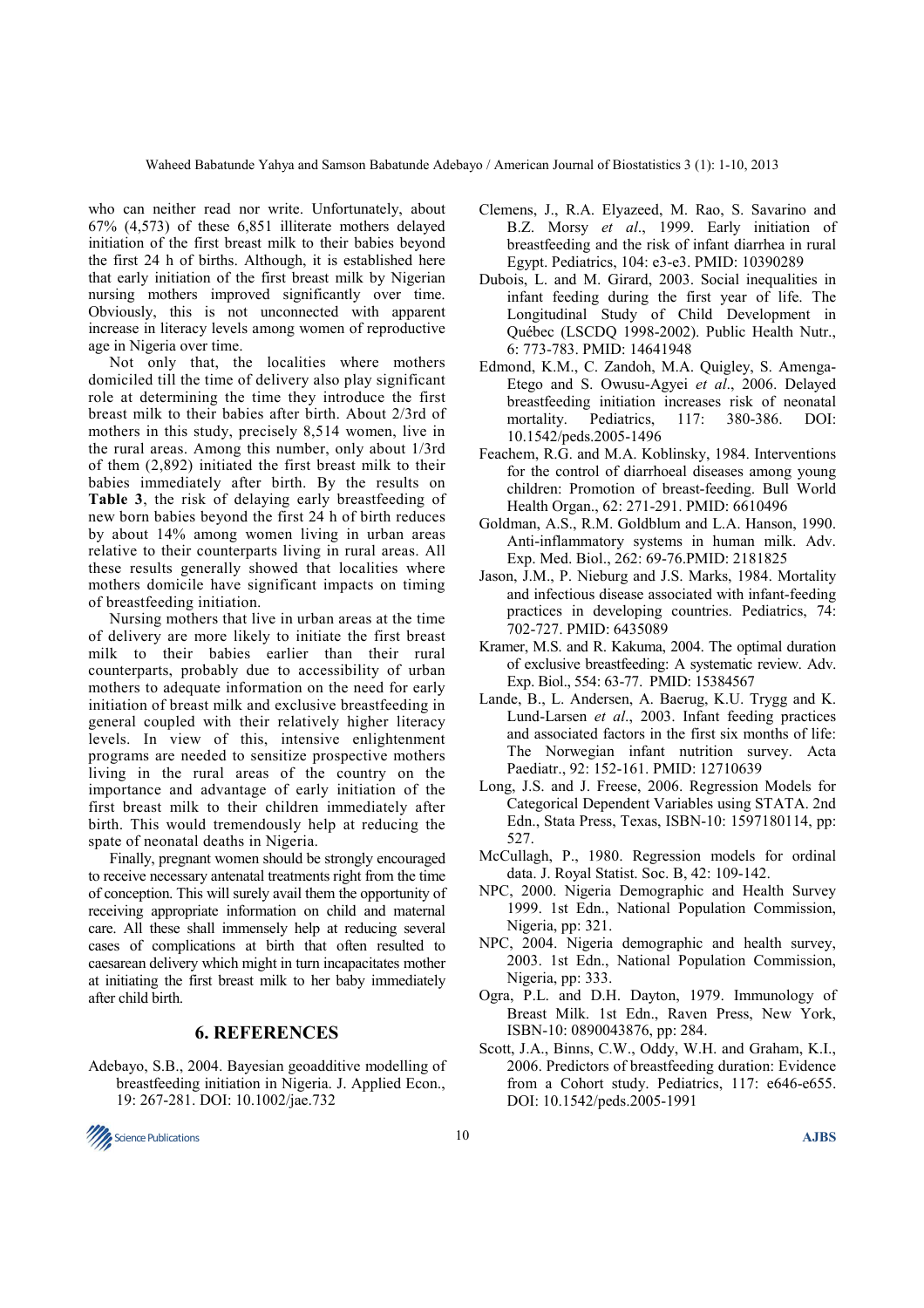who can neither read nor write. Unfortunately, about 67% (4,573) of these 6,851 illiterate mothers delayed initiation of the first breast milk to their babies beyond the first 24 h of births. Although, it is established here that early initiation of the first breast milk by Nigerian nursing mothers improved significantly over time. Obviously, this is not unconnected with apparent increase in literacy levels among women of reproductive age in Nigeria over time.

Not only that, the localities where mothers domiciled till the time of delivery also play significant role at determining the time they introduce the first breast milk to their babies after birth. About 2/3rd of mothers in this study, precisely 8,514 women, live in the rural areas. Among this number, only about 1/3rd of them (2,892) initiated the first breast milk to their babies immediately after birth. By the results on **Table 3**, the risk of delaying early breastfeeding of new born babies beyond the first 24 h of birth reduces by about 14% among women living in urban areas relative to their counterparts living in rural areas. All these results generally showed that localities where mothers domicile have significant impacts on timing of breastfeeding initiation.

Nursing mothers that live in urban areas at the time of delivery are more likely to initiate the first breast milk to their babies earlier than their rural counterparts, probably due to accessibility of urban mothers to adequate information on the need for early initiation of breast milk and exclusive breastfeeding in general coupled with their relatively higher literacy levels. In view of this, intensive enlightenment programs are needed to sensitize prospective mothers living in the rural areas of the country on the importance and advantage of early initiation of the first breast milk to their children immediately after birth. This would tremendously help at reducing the spate of neonatal deaths in Nigeria.

Finally, pregnant women should be strongly encouraged to receive necessary antenatal treatments right from the time of conception. This will surely avail them the opportunity of receiving appropriate information on child and maternal care. All these shall immensely help at reducing several cases of complications at birth that often resulted to caesarean delivery which might in turn incapacitates mother at initiating the first breast milk to her baby immediately after child birth.

## 6. REFERENCES

Adebayo, S.B., 2004. Bayesian geoadditive modelling of breastfeeding initiation in Nigeria. J. Applied Econ., 19: 267-281. DOI: 10.1002/jae.732

Clemens, J., R.A. Elyazeed, M. Rao, S. Savarino and B.Z. Morsy *et al*., 1999. Early initiation of breastfeeding and the risk of infant diarrhea in rural Egypt. Pediatrics, 104: e3-e3. PMID: 10390289

Dubois, L. and M. Girard, 2003. Social inequalities in infant feeding during the first year of life. The Longitudinal Study of Child Development in Québec (LSCDQ 1998-2002). Public Health Nutr., 6: 773-783. PMID: 14641948

Edmond, K.M., C. Zandoh, M.A. Quigley, S. Amenga-Etego and S. Owusu-Agyei *et al*., 2006. Delayed breastfeeding initiation increases risk of neonatal mortality. Pediatrics, 117: 380-386. DOI: 10.1542/peds.2005-1496

Feachem, R.G. and M.A. Koblinsky, 1984. Interventions for the control of diarrhoeal diseases among young children: Promotion of breast-feeding. Bull World Health Organ., 62: 271-291. PMID: 6610496

Goldman, A.S., R.M. Goldblum and L.A. Hanson, 1990. Anti-inflammatory systems in human milk. Adv. Exp. Med. Biol., 262: 69-76.PMID: 2181825

Jason, J.M., P. Nieburg and J.S. Marks, 1984. Mortality and infectious disease associated with infant-feeding practices in developing countries. Pediatrics, 74: 702-727. PMID: 6435089

Kramer, M.S. and R. Kakuma, 2004. The optimal duration of exclusive breastfeeding: A systematic review. Adv. Exp. Biol., 554: 63-77. PMID: 15384567

Lande, B., L. Andersen, A. Baerug, K.U. Trygg and K. Lund-Larsen *et al*., 2003. Infant feeding practices and associated factors in the first six months of life: The Norwegian infant nutrition survey. Acta Paediatr., 92: 152-161. PMID: 12710639

Long, J.S. and J. Freese, 2006. Regression Models for Categorical Dependent Variables using STATA. 2nd Edn., Stata Press, Texas, ISBN-10: 1597180114, pp: 527.

McCullagh, P., 1980. Regression models for ordinal data. J. Royal Statist. Soc. B, 42: 109-142.

NPC, 2000. Nigeria Demographic and Health Survey 1999. 1st Edn., National Population Commission, Nigeria, pp: 321.

NPC, 2004. Nigeria demographic and health survey, 2003. 1st Edn., National Population Commission, Nigeria, pp: 333.

Ogra, P.L. and D.H. Dayton, 1979. Immunology of Breast Milk. 1st Edn., Raven Press, New York, ISBN-10: 0890043876, pp: 284.

Scott, J.A., Binns, C.W., Oddy, W.H. and Graham, K.I., 2006. Predictors of breastfeeding duration: Evidence from a Cohort study. Pediatrics, 117: e646-e655. DOI: 10.1542/peds.2005-1991